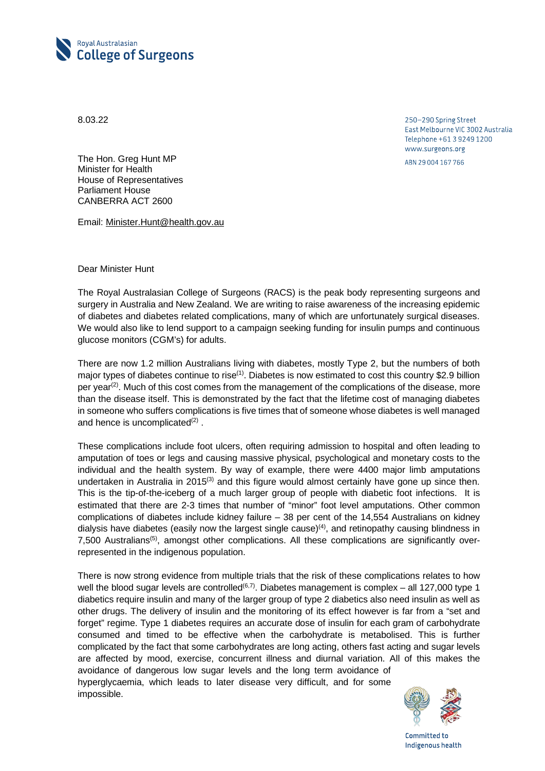Royal Australasian
**College of Surgeons**

8.03.22

250–290 Spring Street
East Melbourne VIC 3002 Australia
Telephone +61 3 9249 1200
www.surgeons.org

ABN 29 004 167 766

The Hon. Greg Hunt MP
Minister for Health
House of Representatives
Parliament House
CANBERRA ACT 2600

Email: Minister.Hunt@health.gov.au

Dear Minister Hunt

The Royal Australasian College of Surgeons (RACS) is the peak body representing surgeons and surgery in Australia and New Zealand. We are writing to raise awareness of the increasing epidemic of diabetes and diabetes related complications, many of which are unfortunately surgical diseases. We would also like to lend support to a campaign seeking funding for insulin pumps and continuous glucose monitors (CGM's) for adults.

There are now 1.2 million Australians living with diabetes, mostly Type 2, but the numbers of both major types of diabetes continue to rise(1). Diabetes is now estimated to cost this country $2.9 billion per year(2). Much of this cost comes from the management of the complications of the disease, more than the disease itself. This is demonstrated by the fact that the lifetime cost of managing diabetes in someone who suffers complications is five times that of someone whose diabetes is well managed and hence is uncomplicated(2) .

These complications include foot ulcers, often requiring admission to hospital and often leading to amputation of toes or legs and causing massive physical, psychological and monetary costs to the individual and the health system. By way of example, there were 4400 major limb amputations undertaken in Australia in 2015(3) and this figure would almost certainly have gone up since then. This is the tip-of-the-iceberg of a much larger group of people with diabetic foot infections. It is estimated that there are 2-3 times that number of "minor" foot level amputations. Other common complications of diabetes include kidney failure – 38 per cent of the 14,554 Australians on kidney dialysis have diabetes (easily now the largest single cause)(4), and retinopathy causing blindness in 7,500 Australians(5), amongst other complications. All these complications are significantly over-represented in the indigenous population.

There is now strong evidence from multiple trials that the risk of these complications relates to how well the blood sugar levels are controlled(6,7). Diabetes management is complex – all 127,000 type 1 diabetics require insulin and many of the larger group of type 2 diabetics also need insulin as well as other drugs. The delivery of insulin and the monitoring of its effect however is far from a "set and forget" regime. Type 1 diabetes requires an accurate dose of insulin for each gram of carbohydrate consumed and timed to be effective when the carbohydrate is metabolised. This is further complicated by the fact that some carbohydrates are long acting, others fast acting and sugar levels are affected by mood, exercise, concurrent illness and diurnal variation. All of this makes the avoidance of dangerous low sugar levels and the long term avoidance of hyperglycaemia, which leads to later disease very difficult, and for some impossible.

Committed to
Indigenous health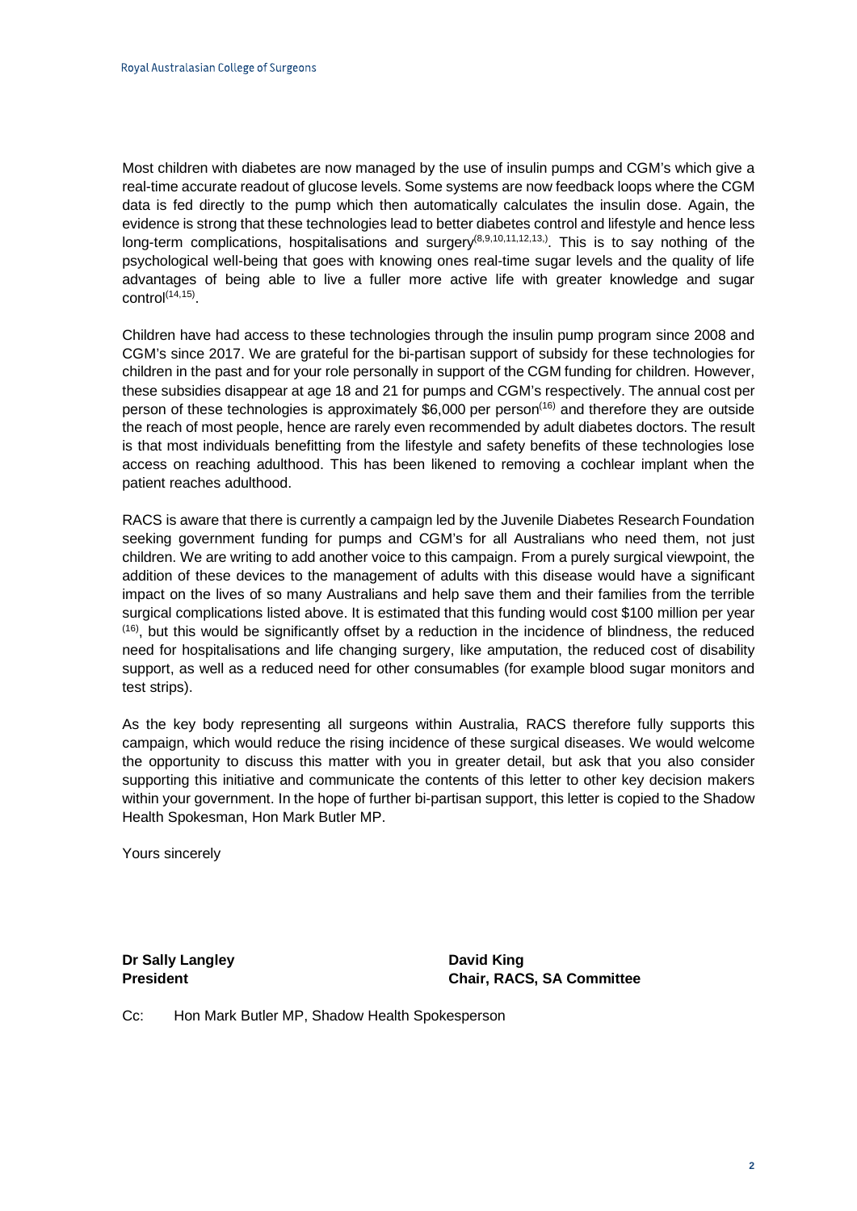Most children with diabetes are now managed by the use of insulin pumps and CGM's which give a real-time accurate readout of glucose levels. Some systems are now feedback loops where the CGM data is fed directly to the pump which then automatically calculates the insulin dose. Again, the evidence is strong that these technologies lead to better diabetes control and lifestyle and hence less long-term complications, hospitalisations and surgery[8,9,10,11,12,13,]. This is to say nothing of the psychological well-being that goes with knowing ones real-time sugar levels and the quality of life advantages of being able to live a fuller more active life with greater knowledge and sugar control[14,15].

Children have had access to these technologies through the insulin pump program since 2008 and CGM's since 2017. We are grateful for the bi-partisan support of subsidy for these technologies for children in the past and for your role personally in support of the CGM funding for children. However, these subsidies disappear at age 18 and 21 for pumps and CGM's respectively. The annual cost per person of these technologies is approximately $6,000 per person[16] and therefore they are outside the reach of most people, hence are rarely even recommended by adult diabetes doctors. The result is that most individuals benefitting from the lifestyle and safety benefits of these technologies lose access on reaching adulthood. This has been likened to removing a cochlear implant when the patient reaches adulthood.

RACS is aware that there is currently a campaign led by the Juvenile Diabetes Research Foundation seeking government funding for pumps and CGM's for all Australians who need them, not just children. We are writing to add another voice to this campaign. From a purely surgical viewpoint, the addition of these devices to the management of adults with this disease would have a significant impact on the lives of so many Australians and help save them and their families from the terrible surgical complications listed above. It is estimated that this funding would cost $100 million per year [16], but this would be significantly offset by a reduction in the incidence of blindness, the reduced need for hospitalisations and life changing surgery, like amputation, the reduced cost of disability support, as well as a reduced need for other consumables (for example blood sugar monitors and test strips).

As the key body representing all surgeons within Australia, RACS therefore fully supports this campaign, which would reduce the rising incidence of these surgical diseases. We would welcome the opportunity to discuss this matter with you in greater detail, but ask that you also consider supporting this initiative and communicate the contents of this letter to other key decision makers within your government. In the hope of further bi-partisan support, this letter is copied to the Shadow Health Spokesman, Hon Mark Butler MP.

Yours sincerely

**Dr Sally Langley**
**President**

**David King**
**Chair, RACS, SA Committee**

Cc: Hon Mark Butler MP, Shadow Health Spokesperson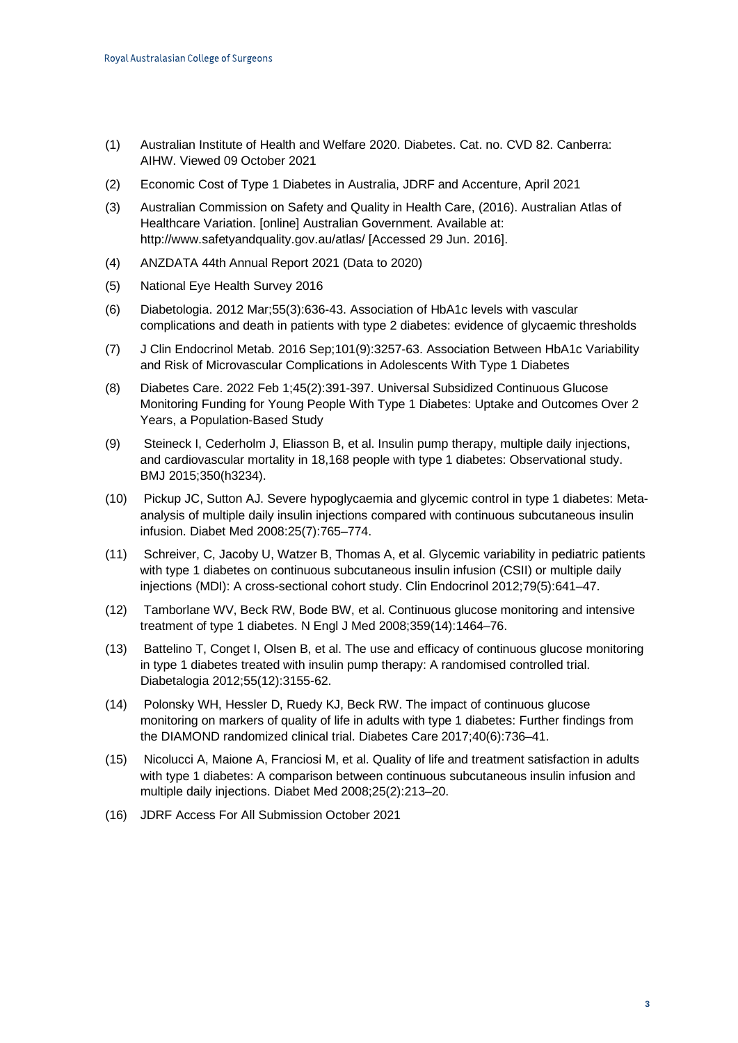(1) Australian Institute of Health and Welfare 2020. Diabetes. Cat. no. CVD 82. Canberra: AIHW. Viewed 09 October 2021

(2) Economic Cost of Type 1 Diabetes in Australia, JDRF and Accenture, April 2021

(3) Australian Commission on Safety and Quality in Health Care, (2016). Australian Atlas of Healthcare Variation. [online] Australian Government. Available at: http://www.safetyandquality.gov.au/atlas/ [Accessed 29 Jun. 2016].

(4) ANZDATA 44th Annual Report 2021 (Data to 2020)

(5) National Eye Health Survey 2016

(6) Diabetologia. 2012 Mar;55(3):636-43. Association of HbA1c levels with vascular complications and death in patients with type 2 diabetes: evidence of glycaemic thresholds

(7) J Clin Endocrinol Metab. 2016 Sep;101(9):3257-63. Association Between HbA1c Variability and Risk of Microvascular Complications in Adolescents With Type 1 Diabetes

(8) Diabetes Care. 2022 Feb 1;45(2):391-397. Universal Subsidized Continuous Glucose Monitoring Funding for Young People With Type 1 Diabetes: Uptake and Outcomes Over 2 Years, a Population-Based Study

(9) Steineck I, Cederholm J, Eliasson B, et al. Insulin pump therapy, multiple daily injections, and cardiovascular mortality in 18,168 people with type 1 diabetes: Observational study. BMJ 2015;350(h3234).

(10) Pickup JC, Sutton AJ. Severe hypoglycaemia and glycemic control in type 1 diabetes: Meta-analysis of multiple daily insulin injections compared with continuous subcutaneous insulin infusion. Diabet Med 2008:25(7):765–774.

(11) Schreiver, C, Jacoby U, Watzer B, Thomas A, et al. Glycemic variability in pediatric patients with type 1 diabetes on continuous subcutaneous insulin infusion (CSII) or multiple daily injections (MDI): A cross-sectional cohort study. Clin Endocrinol 2012;79(5):641–47.

(12) Tamborlane WV, Beck RW, Bode BW, et al. Continuous glucose monitoring and intensive treatment of type 1 diabetes. N Engl J Med 2008;359(14):1464–76.

(13) Battelino T, Conget I, Olsen B, et al. The use and efficacy of continuous glucose monitoring in type 1 diabetes treated with insulin pump therapy: A randomised controlled trial. Diabetalogia 2012;55(12):3155-62.

(14) Polonsky WH, Hessler D, Ruedy KJ, Beck RW. The impact of continuous glucose monitoring on markers of quality of life in adults with type 1 diabetes: Further findings from the DIAMOND randomized clinical trial. Diabetes Care 2017;40(6):736–41.

(15) Nicolucci A, Maione A, Franciosi M, et al. Quality of life and treatment satisfaction in adults with type 1 diabetes: A comparison between continuous subcutaneous insulin infusion and multiple daily injections. Diabet Med 2008;25(2):213–20.

(16) JDRF Access For All Submission October 2021